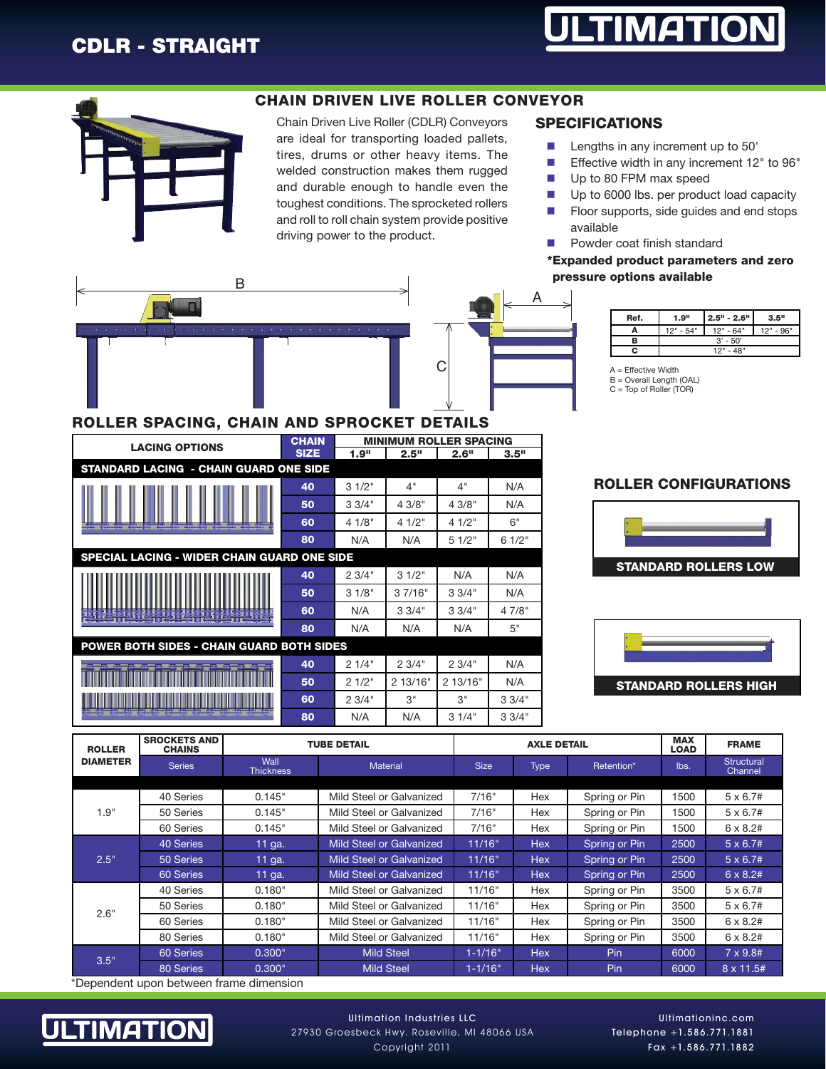# CDLR - STRAIGHT

ULTIMATION

## CHAIN DRIVEN LIVE ROLLER CONVEYOR

Chain Driven Live Roller (CDLR) Conveyors are ideal for transporting loaded pallets, tires, drums or other heavy items. The welded construction makes them rugged and durable enough to handle even the toughest conditions. The sprocketed rollers and roll to roll chain system provide positive driving power to the product.

## SPECIFICATIONS

- Lengths in any increment up to 50'
- Effective width in any increment 12" to 96"
- Up to 80 FPM max speed
- Up to 6000 lbs. per product load capacity
- Floor supports, side guides and end stops available
- Powder coat finish standard

**\*Expanded product parameters and zero pressure options available**

| Ref. | 1.9" | 2.5" - 2.6" | 3.5" |
|---|---|---|---|
| A | 12" - 54" | 12" - 64" | 12" - 96" |
| B | 3' - 50' | | |
| C | 12" - 48" | | |

A = Effective Width
B = Overall Length (OAL)
C = Top of Roller (TOR)

## ROLLER SPACING, CHAIN AND SPROCKET DETAILS

| LACING OPTIONS | CHAIN SIZE | MINIMUM ROLLER SPACING 1.9" | 2.5" | 2.6" | 3.5" |
|---|---|---|---|---|---|
| **STANDARD LACING - CHAIN GUARD ONE SIDE** | | | | | |
| | 40 | 3 1/2" | 4" | 4" | N/A |
| | 50 | 3 3/4" | 4 3/8" | 4 3/8" | N/A |
| | 60 | 4 1/8" | 4 1/2" | 4 1/2" | 6" |
| | 80 | N/A | N/A | 5 1/2" | 6 1/2" |
| **SPECIAL LACING - WIDER CHAIN GUARD ONE SIDE** | | | | | |
| | 40 | 2 3/4" | 3 1/2" | N/A | N/A |
| | 50 | 3 1/8" | 3 7/16" | 3 3/4" | N/A |
| | 60 | N/A | 3 3/4" | 3 3/4" | 4 7/8" |
| | 80 | N/A | N/A | N/A | 5" |
| **POWER BOTH SIDES - CHAIN GUARD BOTH SIDES** | | | | | |
| | 40 | 2 1/4" | 2 3/4" | 2 3/4" | N/A |
| | 50 | 2 1/2" | 2 13/16" | 2 13/16" | N/A |
| | 60 | 2 3/4" | 3" | 3" | 3 3/4" |
| | 80 | N/A | N/A | 3 1/4" | 3 3/4" |

## ROLLER CONFIGURATIONS

STANDARD ROLLERS LOW

STANDARD ROLLERS HIGH

| ROLLER DIAMETER | SROCKETS AND CHAINS | TUBE DETAIL | | AXLE DETAIL | | | MAX LOAD | FRAME |
|---|---|---|---|---|---|---|---|---|
| | Series | Wall Thickness | Material | Size | Type | Retention* | lbs. | Structural Channel |
| 1.9" | 40 Series | 0.145" | Mild Steel or Galvanized | 7/16" | Hex | Spring or Pin | 1500 | 5 x 6.7# |
| | 50 Series | 0.145" | Mild Steel or Galvanized | 7/16" | Hex | Spring or Pin | 1500 | 5 x 6.7# |
| | 60 Series | 0.145" | Mild Steel or Galvanized | 7/16" | Hex | Spring or Pin | 1500 | 6 x 8.2# |
| 2.5" | 40 Series | 11 ga. | Mild Steel or Galvanized | 11/16" | Hex | Spring or Pin | 2500 | 5 x 6.7# |
| | 50 Series | 11 ga. | Mild Steel or Galvanized | 11/16" | Hex | Spring or Pin | 2500 | 5 x 6.7# |
| | 60 Series | 11 ga. | Mild Steel or Galvanized | 11/16" | Hex | Spring or Pin | 2500 | 6 x 8.2# |
| 2.6" | 40 Series | 0.180" | Mild Steel or Galvanized | 11/16" | Hex | Spring or Pin | 3500 | 5 x 6.7# |
| | 50 Series | 0.180" | Mild Steel or Galvanized | 11/16" | Hex | Spring or Pin | 3500 | 5 x 6.7# |
| | 60 Series | 0.180" | Mild Steel or Galvanized | 11/16" | Hex | Spring or Pin | 3500 | 6 x 8.2# |
| | 80 Series | 0.180" | Mild Steel or Galvanized | 11/16" | Hex | Spring or Pin | 3500 | 6 x 8.2# |
| 3.5" | 60 Series | 0.300" | Mild Steel | 1-1/16" | Hex | Pin | 6000 | 7 x 9.8# |
| | 80 Series | 0.300" | Mild Steel | 1-1/16" | Hex | Pin | 6000 | 8 x 11.5# |

*Dependent upon between frame dimension

ULTIMATION

Ultimation Industries LLC
27930 Groesbeck Hwy. Roseville, MI 48066 USA
Copyright 2011

Ultimationinc.com
Telephone +1.586.771.1881
Fax +1.586.771.1882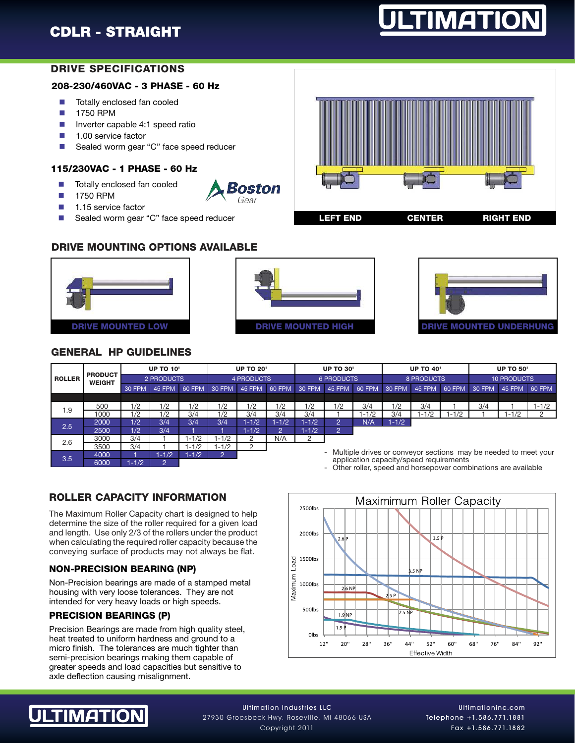# CDLR - STRAIGHT

## DRIVE SPECIFICATIONS

### 208-230/460VAC - 3 PHASE - 60 Hz

- Totally enclosed fan cooled
- 1750 RPM
- Inverter capable 4:1 speed ratio
- 1.00 service factor
- Sealed worm gear "C" face speed reducer

### 115/230VAC - 1 PHASE - 60 Hz

- Totally enclosed fan cooled
- 1750 RPM
- 1.15 service factor
- Sealed worm gear "C" face speed reducer

LEFT END
CENTER
RIGHT END

## DRIVE MOUNTING OPTIONS AVAILABLE

DRIVE MOUNTED LOW

DRIVE MOUNTED HIGH

DRIVE MOUNTED UNDERHUNG

## GENERAL HP GUIDELINES

| ROLLER | PRODUCT WEIGHT | UP TO 10' 2 PRODUCTS | | | UP TO 20' 4 PRODUCTS | | | UP TO 30' 6 PRODUCTS | | | UP TO 40' 8 PRODUCTS | | | UP TO 50' 10 PRODUCTS | | |
|---|---|---|---|---|---|---|---|---|---|---|---|---|---|---|---|---|
| | | 30 FPM | 45 FPM | 60 FPM | 30 FPM | 45 FPM | 60 FPM | 30 FPM | 45 FPM | 60 FPM | 30 FPM | 45 FPM | 60 FPM | 30 FPM | 45 FPM | 60 FPM |
| 1.9 | 500 | 1/2 | 1/2 | 1/2 | 1/2 | 1/2 | 1/2 | 1/2 | 1/2 | 3/4 | 1/2 | 3/4 | 1 | 3/4 | 1 | 1-1/2 |
| | 1000 | 1/2 | 1/2 | 3/4 | 1/2 | 3/4 | 3/4 | 3/4 | 1 | 1-1/2 | 3/4 | 1-1/2 | 1-1/2 | 1 | 1-1/2 | 2 |
| 2.5 | 2000 | 1/2 | 3/4 | 3/4 | 3/4 | 1-1/2 | 1-1/2 | 1-1/2 | 2 | N/A | 1-1/2 | | | | | |
| | 2500 | 1/2 | 3/4 | 1 | 1 | 1-1/2 | 2 | 1-1/2 | 2 | | | | | | | |
| 2.6 | 3000 | 3/4 | 1 | 1-1/2 | 1-1/2 | 2 | N/A | 2 | | | | | | | | |
| | 3500 | 3/4 | 1 | 1-1/2 | 1-1/2 | 2 | | | | | | | | | | |
| 3.5 | 4000 | 1 | 1-1/2 | 1-1/2 | 2 | | | | | | | | | | | |
| | 6000 | 1-1/2 | 2 | | | | | | | | | | | | | |

- Multiple drives or conveyor sections may be needed to meet your application capacity/speed requirements
- Other roller, speed and horsepower combinations are available

## ROLLER CAPACITY INFORMATION

The Maximum Roller Capacity chart is designed to help determine the size of the roller required for a given load and length. Use only 2/3 of the rollers under the product when calculating the required roller capacity because the conveying surface of products may not always be flat.

### NON-PRECISION BEARING (NP)

Non-Precision bearings are made of a stamped metal housing with very loose tolerances. They are not intended for very heavy loads or high speeds.

### PRECISION BEARINGS (P)

Precision Bearings are made from high quality steel, heat treated to uniform hardness and ground to a micro finish. The tolerances are much tighter than semi-precision bearings making them capable of greater speeds and load capacities but sensitive to axle deflection causing misalignment.

Maximimum Roller Capacity

Maximum Load

2500lbs
2000lbs
1500lbs
1000lbs
500lbs
0lbs

2.6 P
3.5 P
3.5 NP
2.6 NP
2.5 P
2.5 NP
1.9 NP
1.9 P

12" 20" 28" 36" 44" 52" 60" 68" 76" 84" 92"

Effective Width